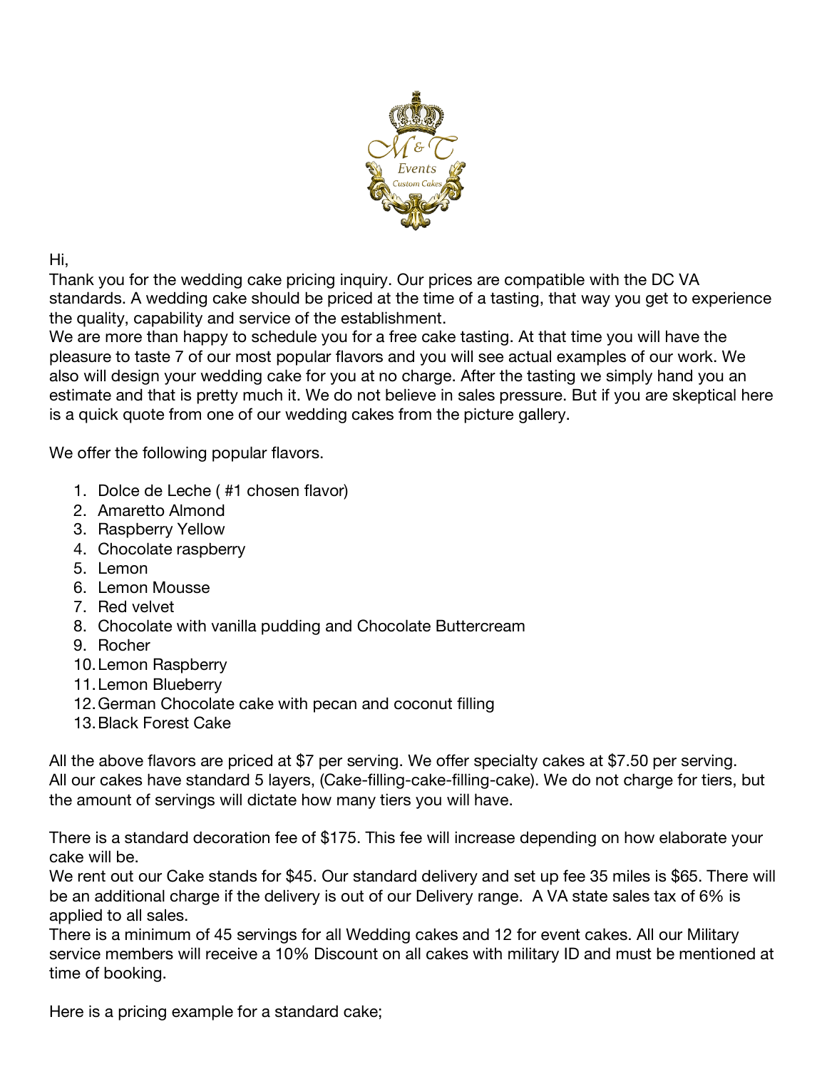Hi,
Thank you for the wedding cake pricing inquiry. Our prices are compatible with the DC VA standards. A wedding cake should be priced at the time of a tasting, that way you get to experience the quality, capability and service of the establishment.
We are more than happy to schedule you for a free cake tasting. At that time you will have the pleasure to taste 7 of our most popular flavors and you will see actual examples of our work. We also will design your wedding cake for you at no charge. After the tasting we simply hand you an estimate and that is pretty much it. We do not believe in sales pressure. But if you are skeptical here is a quick quote from one of our wedding cakes from the picture gallery.

We offer the following popular flavors.

1. Dolce de Leche ( #1 chosen flavor)
2. Amaretto Almond
3. Raspberry Yellow
4. Chocolate raspberry
5. Lemon
6. Lemon Mousse
7. Red velvet
8. Chocolate with vanilla pudding and Chocolate Buttercream
9. Rocher
10. Lemon Raspberry
11. Lemon Blueberry
12. German Chocolate cake with pecan and coconut filling
13. Black Forest Cake

All the above flavors are priced at $7 per serving. We offer specialty cakes at $7.50 per serving. All our cakes have standard 5 layers, (Cake-filling-cake-filling-cake). We do not charge for tiers, but the amount of servings will dictate how many tiers you will have.

There is a standard decoration fee of $175. This fee will increase depending on how elaborate your cake will be.
We rent out our Cake stands for $45. Our standard delivery and set up fee 35 miles is $65. There will be an additional charge if the delivery is out of our Delivery range. A VA state sales tax of 6% is applied to all sales.
There is a minimum of 45 servings for all Wedding cakes and 12 for event cakes. All our Military service members will receive a 10% Discount on all cakes with military ID and must be mentioned at time of booking.

Here is a pricing example for a standard cake;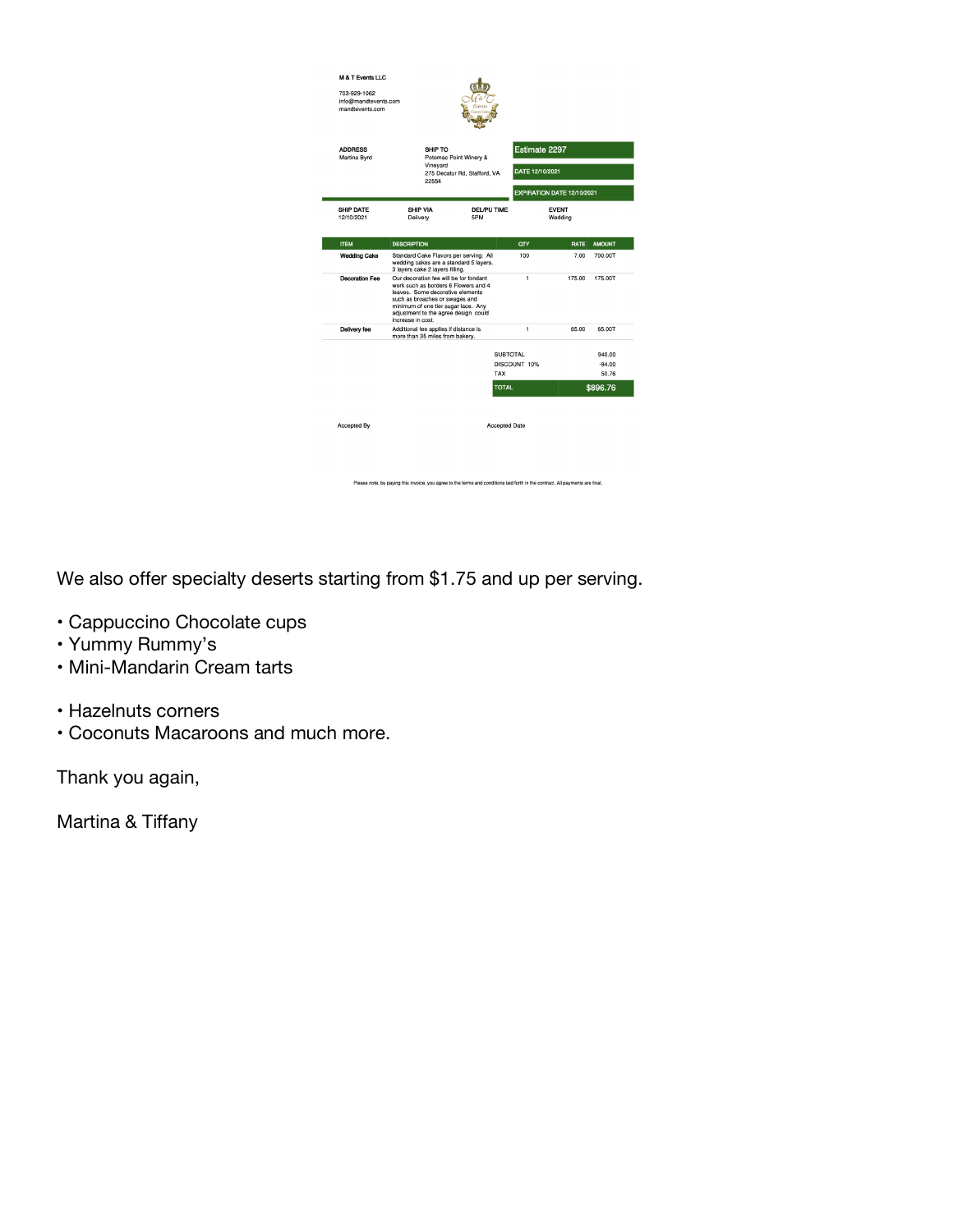M & T Events LLC

703-929-1062
info@mandtevents.com
mandtevents.com

| ADDRESS | SHIP TO | |
| --- | --- | --- |
| Martina Byrd | Potomac Point Winery & Vineyard 275 Decatur Rd, Stafford, VA 22554 | Estimate 2297 |
| | | DATE 12/10/2021 |
| | | EXPIRATION DATE 12/10/2021 |

| SHIP DATE | SHIP VIA | DEL/PU TIME | EVENT |
| --- | --- | --- | --- |
| 12/10/2021 | Delivery | 5PM | Wedding |

| ITEM | DESCRIPTION | QTY | RATE | AMOUNT |
| --- | --- | --- | --- | --- |
| Wedding Cake | Standard Cake Flavors per serving: All wedding cakes are a standard 5 layers. 3 layers cake 2 layers filling. | 100 | 7.00 | 700.00T |
| Decoration Fee | Our decoration fee will be for fondant work such as borders 6 Flowers and 4 leaves. Some decorative elements such as broaches or swages and minimum of one tier sugar lace. Any adjustment to the agree design could increase in cost. | 1 | 175.00 | 175.00T |
| Delivery fee | Additional fee applies if distance is more than 35 miles from bakery. | 1 | 65.00 | 65.00T |

| | |
| --- | --- |
| SUBTOTAL | 940.00 |
| DISCOUNT 10% | -94.00 |
| TAX | 50.76 |
| TOTAL | $896.76 |

Accepted By

Accepted Date

Please note, by paying this invoice, you agree to the terms and conditions laid forth in the contract. All payments are final.

We also offer specialty deserts starting from $1.75 and up per serving.

- Cappuccino Chocolate cups
- Yummy Rummy's
- Mini-Mandarin Cream tarts

- Hazelnuts corners
- Coconuts Macaroons and much more.

Thank you again,

Martina & Tiffany